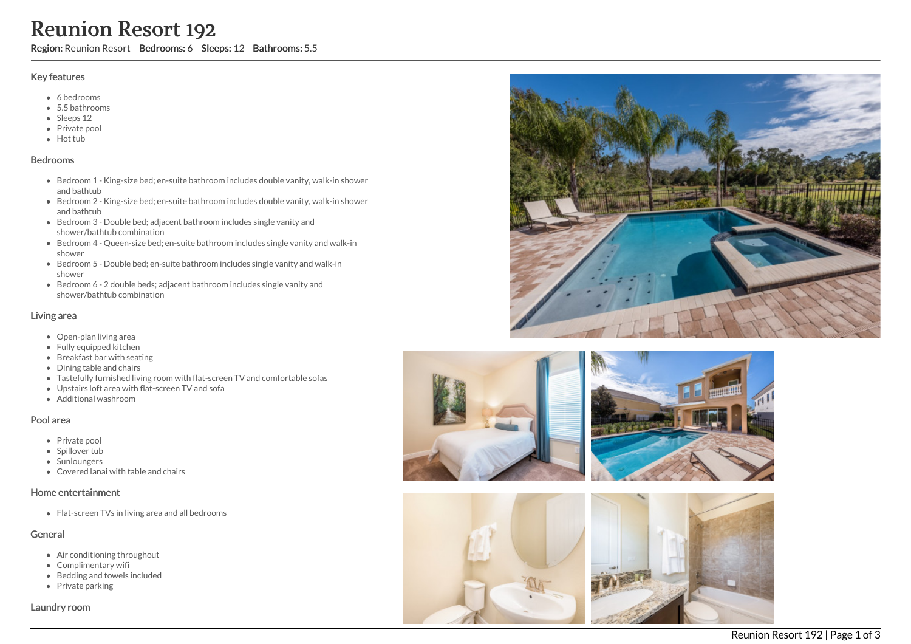# Reunion Resort 192

**Region:** Reunion Resort **Bedrooms:** 6 **Sleeps:** 12 **Bathrooms:** 5.5

## Key features

- 6 bedrooms
- 5.5 bathrooms
- Sleeps 12
- Private pool
- Hot tub

## Bedrooms

- Bedroom 1 - King-size bed; en-suite bathroom includes double vanity, walk-in shower and bathtub
- Bedroom 2 - King-size bed; en-suite bathroom includes double vanity, walk-in shower and bathtub
- Bedroom 3 - Double bed; adjacent bathroom includes single vanity and shower/bathtub combination
- Bedroom 4 - Queen-size bed; en-suite bathroom includes single vanity and walk-in shower
- Bedroom 5 - Double bed; en-suite bathroom includes single vanity and walk-in shower
- Bedroom 6 - 2 double beds; adjacent bathroom includes single vanity and shower/bathtub combination

## Living area

- Open-plan living area
- Fully equipped kitchen
- Breakfast bar with seating
- Dining table and chairs
- Tastefully furnished living room with flat-screen TV and comfortable sofas
- Upstairs loft area with flat-screen TV and sofa
- Additional washroom

## Pool area

- Private pool
- Spillover tub
- Sunloungers
- Covered lanai with table and chairs

## Home entertainment

- Flat-screen TVs in living area and all bedrooms

## General

- Air conditioning throughout
- Complimentary wifi
- Bedding and towels included
- Private parking

## Laundry room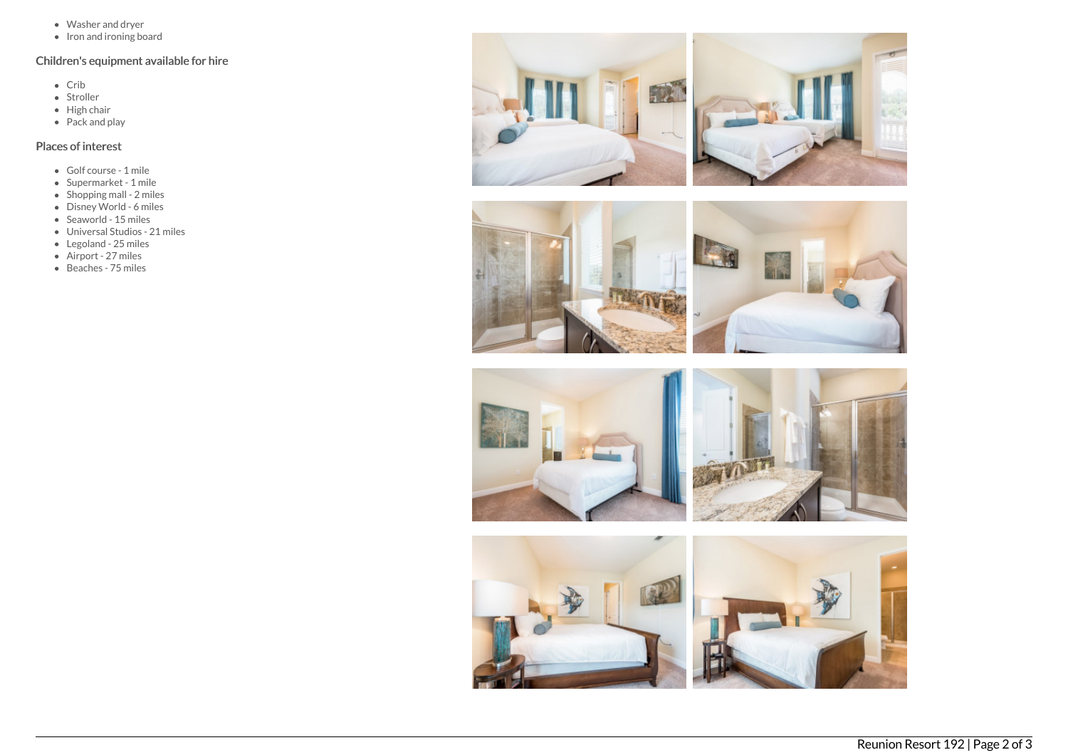- Washer and dryer
- Iron and ironing board

### Children's equipment available for hire

- Crib
- Stroller
- High chair
- Pack and play

### Places of interest

- Golf course - 1 mile
- Supermarket - 1 mile
- Shopping mall - 2 miles
- Disney World - 6 miles
- Seaworld - 15 miles
- Universal Studios - 21 miles
- Legoland - 25 miles
- Airport - 27 miles
- Beaches - 75 miles